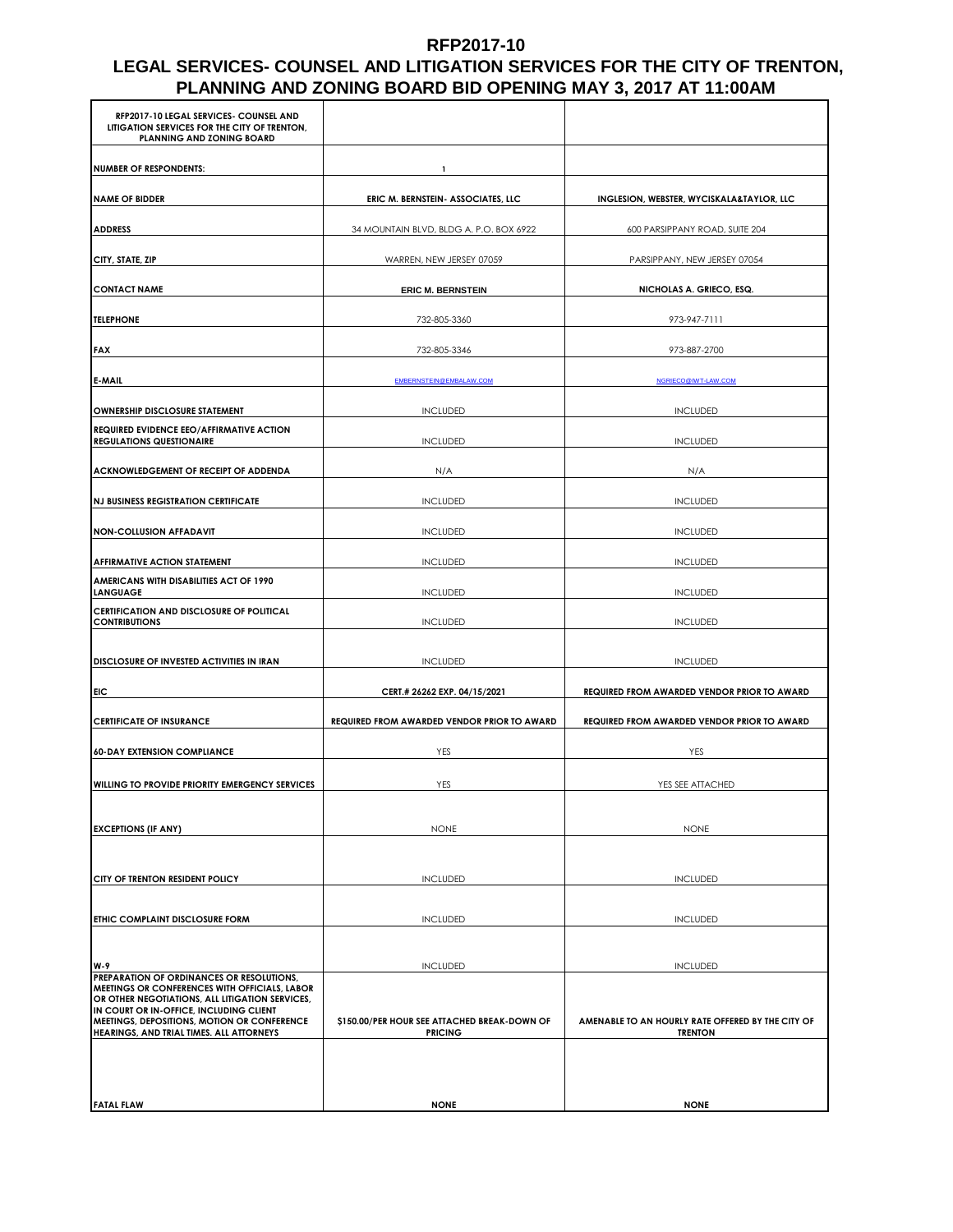# RFP2017-10

## LEGAL SERVICES- COUNSEL AND LITIGATION SERVICES FOR THE CITY OF TRENTON, PLANNING AND ZONING BOARD BID OPENING MAY 3, 2017 AT 11:00AM

| RFP2017-10 LEGAL SERVICES- COUNSEL AND LITIGATION SERVICES FOR THE CITY OF TRENTON, PLANNING AND ZONING BOARD | | |
|---|---|---|
| NUMBER OF RESPONDENTS: | 1 | |
| NAME OF BIDDER | ERIC M. BERNSTEIN- ASSOCIATES, LLC | INGLESION, WEBSTER, WYCISKALA&TAYLOR, LLC |
| ADDRESS | 34 MOUNTAIN BLVD, BLDG A. P.O. BOX 6922 | 600 PARSIPPANY ROAD, SUITE 204 |
| CITY, STATE, ZIP | WARREN, NEW JERSEY 07059 | PARSIPPANY, NEW JERSEY 07054 |
| CONTACT NAME | ERIC M. BERNSTEIN | NICHOLAS A. GRIECO, ESQ. |
| TELEPHONE | 732-805-3360 | 973-947-7111 |
| FAX | 732-805-3346 | 973-887-2700 |
| E-MAIL | EMBERNSTEIN@EMBALAW.COM | NGRIECO@IWT-LAW.COM |
| OWNERSHIP DISCLOSURE STATEMENT | INCLUDED | INCLUDED |
| REQUIRED EVIDENCE EEO/AFFIRMATIVE ACTION REGULATIONS QUESTIONAIRE | INCLUDED | INCLUDED |
| ACKNOWLEDGEMENT OF RECEIPT OF ADDENDA | N/A | N/A |
| NJ BUSINESS REGISTRATION CERTIFICATE | INCLUDED | INCLUDED |
| NON-COLLUSION AFFADAVIT | INCLUDED | INCLUDED |
| AFFIRMATIVE ACTION STATEMENT | INCLUDED | INCLUDED |
| AMERICANS WITH DISABILITIES ACT OF 1990 LANGUAGE | INCLUDED | INCLUDED |
| CERTIFICATION AND DISCLOSURE OF POLITICAL CONTRIBUTIONS | INCLUDED | INCLUDED |
| DISCLOSURE OF INVESTED ACTIVITIES IN IRAN | INCLUDED | INCLUDED |
| EIC | CERT.# 26262 EXP. 04/15/2021 | REQUIRED FROM AWARDED VENDOR PRIOR TO AWARD |
| CERTIFICATE OF INSURANCE | REQUIRED FROM AWARDED VENDOR PRIOR TO AWARD | REQUIRED FROM AWARDED VENDOR PRIOR TO AWARD |
| 60-DAY EXTENSION COMPLIANCE | YES | YES |
| WILLING TO PROVIDE PRIORITY EMERGENCY SERVICES | YES | YES SEE ATTACHED |
| EXCEPTIONS (IF ANY) | NONE | NONE |
| CITY OF TRENTON RESIDENT POLICY | INCLUDED | INCLUDED |
| ETHIC COMPLAINT DISCLOSURE FORM | INCLUDED | INCLUDED |
| W-9 | INCLUDED | INCLUDED |
| PREPARATION OF ORDINANCES OR RESOLUTIONS, MEETINGS OR CONFERENCES WITH OFFICIALS, LABOR OR OTHER NEGOTIATIONS, ALL LITIGATION SERVICES, IN COURT OR IN-OFFICE, INCLUDING CLIENT MEETINGS, DEPOSITIONS, MOTION OR CONFERENCE HEARINGS, AND TRIAL TIMES. ALL ATTORNEYS | $150.00/PER HOUR SEE ATTACHED BREAK-DOWN OF PRICING | AMENABLE TO AN HOURLY RATE OFFERED BY THE CITY OF TRENTON |
| FATAL FLAW | NONE | NONE |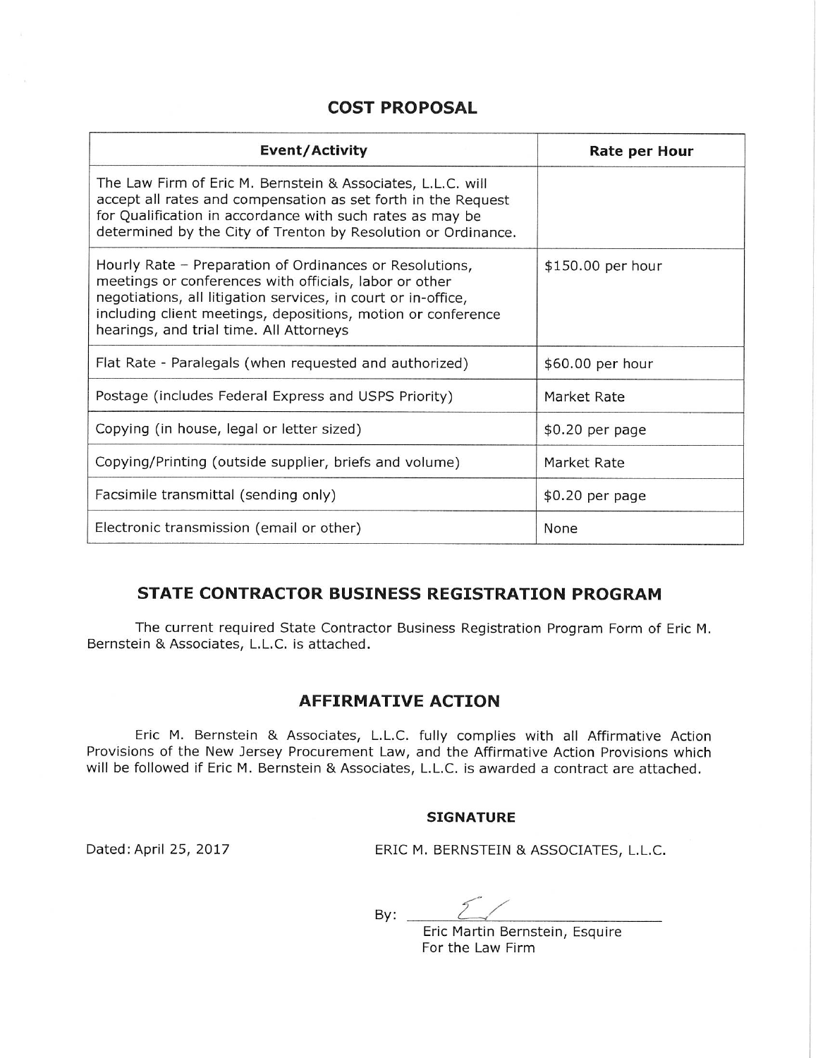## COST PROPOSAL

| Event/Activity | Rate per Hour |
| --- | --- |
| The Law Firm of Eric M. Bernstein & Associates, L.L.C. will accept all rates and compensation as set forth in the Request for Qualification in accordance with such rates as may be determined by the City of Trenton by Resolution or Ordinance. | |
| Hourly Rate – Preparation of Ordinances or Resolutions, meetings or conferences with officials, labor or other negotiations, all litigation services, in court or in-office, including client meetings, depositions, motion or conference hearings, and trial time. All Attorneys | $150.00 per hour |
| Flat Rate - Paralegals (when requested and authorized) | $60.00 per hour |
| Postage (includes Federal Express and USPS Priority) | Market Rate |
| Copying (in house, legal or letter sized) | $0.20 per page |
| Copying/Printing (outside supplier, briefs and volume) | Market Rate |
| Facsimile transmittal (sending only) | $0.20 per page |
| Electronic transmission (email or other) | None |

## STATE CONTRACTOR BUSINESS REGISTRATION PROGRAM

The current required State Contractor Business Registration Program Form of Eric M. Bernstein & Associates, L.L.C. is attached.

## AFFIRMATIVE ACTION

Eric M. Bernstein & Associates, L.L.C. fully complies with all Affirmative Action Provisions of the New Jersey Procurement Law, and the Affirmative Action Provisions which will be followed if Eric M. Bernstein & Associates, L.L.C. is awarded a contract are attached.

**SIGNATURE**

Dated: April 25, 2017

ERIC M. BERNSTEIN & ASSOCIATES, L.L.C.

By: ____________________

Eric Martin Bernstein, Esquire
For the Law Firm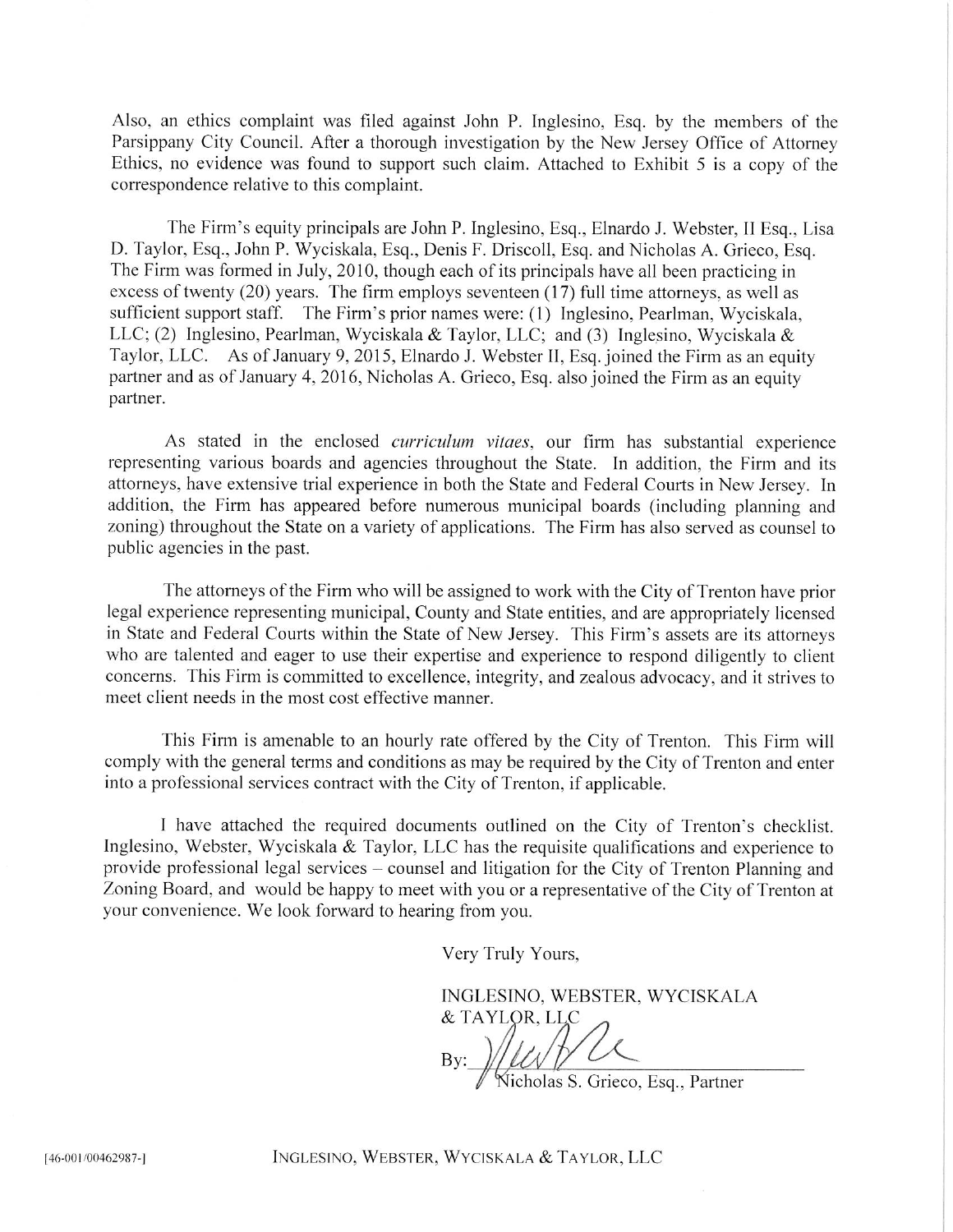Also, an ethics complaint was filed against John P. Inglesino, Esq. by the members of the Parsippany City Council. After a thorough investigation by the New Jersey Office of Attorney Ethics, no evidence was found to support such claim. Attached to Exhibit 5 is a copy of the correspondence relative to this complaint.

The Firm's equity principals are John P. Inglesino, Esq., Elnardo J. Webster, II Esq., Lisa D. Taylor, Esq., John P. Wyciskala, Esq., Denis F. Driscoll, Esq. and Nicholas A. Grieco, Esq. The Firm was formed in July, 2010, though each of its principals have all been practicing in excess of twenty (20) years. The firm employs seventeen (17) full time attorneys, as well as sufficient support staff. The Firm's prior names were: (1) Inglesino, Pearlman, Wyciskala, LLC; (2) Inglesino, Pearlman, Wyciskala & Taylor, LLC; and (3) Inglesino, Wyciskala & Taylor, LLC. As of January 9, 2015, Elnardo J. Webster II, Esq. joined the Firm as an equity partner and as of January 4, 2016, Nicholas A. Grieco, Esq. also joined the Firm as an equity partner.

As stated in the enclosed *curriculum vitaes*, our firm has substantial experience representing various boards and agencies throughout the State. In addition, the Firm and its attorneys, have extensive trial experience in both the State and Federal Courts in New Jersey. In addition, the Firm has appeared before numerous municipal boards (including planning and zoning) throughout the State on a variety of applications. The Firm has also served as counsel to public agencies in the past.

The attorneys of the Firm who will be assigned to work with the City of Trenton have prior legal experience representing municipal, County and State entities, and are appropriately licensed in State and Federal Courts within the State of New Jersey. This Firm's assets are its attorneys who are talented and eager to use their expertise and experience to respond diligently to client concerns. This Firm is committed to excellence, integrity, and zealous advocacy, and it strives to meet client needs in the most cost effective manner.

This Firm is amenable to an hourly rate offered by the City of Trenton. This Firm will comply with the general terms and conditions as may be required by the City of Trenton and enter into a professional services contract with the City of Trenton, if applicable.

I have attached the required documents outlined on the City of Trenton's checklist. Inglesino, Webster, Wyciskala & Taylor, LLC has the requisite qualifications and experience to provide professional legal services – counsel and litigation for the City of Trenton Planning and Zoning Board, and would be happy to meet with you or a representative of the City of Trenton at your convenience. We look forward to hearing from you.

Very Truly Yours,

INGLESINO, WEBSTER, WYCISKALA & TAYLOR, LLC

By: ______________________
Nicholas S. Grieco, Esq., Partner

[46-001/00462987-]